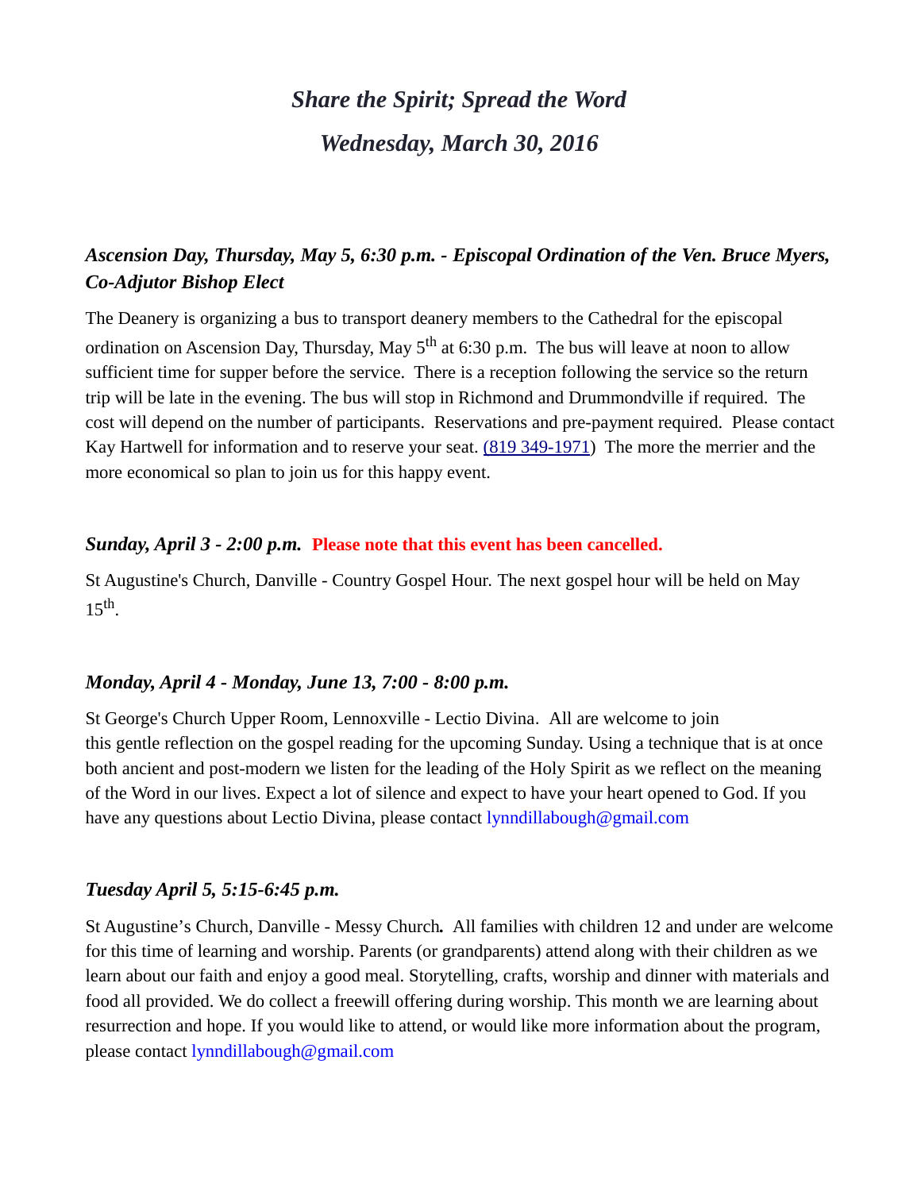# *Share the Spirit; Spread the Word*

## *Wednesday, March 30, 2016*

### *Ascension Day, Thursday, May 5, 6:30 p.m. - Episcopal Ordination of the Ven. Bruce Myers, Co-Adjutor Bishop Elect*

The Deanery is organizing a bus to transport deanery members to the Cathedral for the episcopal ordination on Ascension Day, Thursday, May 5th at 6:30 p.m. The bus will leave at noon to allow sufficient time for supper before the service. There is a reception following the service so the return trip will be late in the evening. The bus will stop in Richmond and Drummondville if required. The cost will depend on the number of participants. Reservations and pre-payment required. Please contact Kay Hartwell for information and to reserve your seat. (819 349-1971) The more the merrier and the more economical so plan to join us for this happy event.

### *Sunday, April 3 - 2:00 p.m.* **Please note that this event has been cancelled.**

St Augustine's Church, Danville - Country Gospel Hour. The next gospel hour will be held on May 15th.

### *Monday, April 4 - Monday, June 13, 7:00 - 8:00 p.m.*

St George's Church Upper Room, Lennoxville - Lectio Divina. All are welcome to join this gentle reflection on the gospel reading for the upcoming Sunday. Using a technique that is at once both ancient and post-modern we listen for the leading of the Holy Spirit as we reflect on the meaning of the Word in our lives. Expect a lot of silence and expect to have your heart opened to God. If you have any questions about Lectio Divina, please contact lynndillabough@gmail.com

### *Tuesday April 5, 5:15-6:45 p.m.*

St Augustine's Church, Danville - Messy Church**.** All families with children 12 and under are welcome for this time of learning and worship. Parents (or grandparents) attend along with their children as we learn about our faith and enjoy a good meal. Storytelling, crafts, worship and dinner with materials and food all provided. We do collect a freewill offering during worship. This month we are learning about resurrection and hope. If you would like to attend, or would like more information about the program, please contact lynndillabough@gmail.com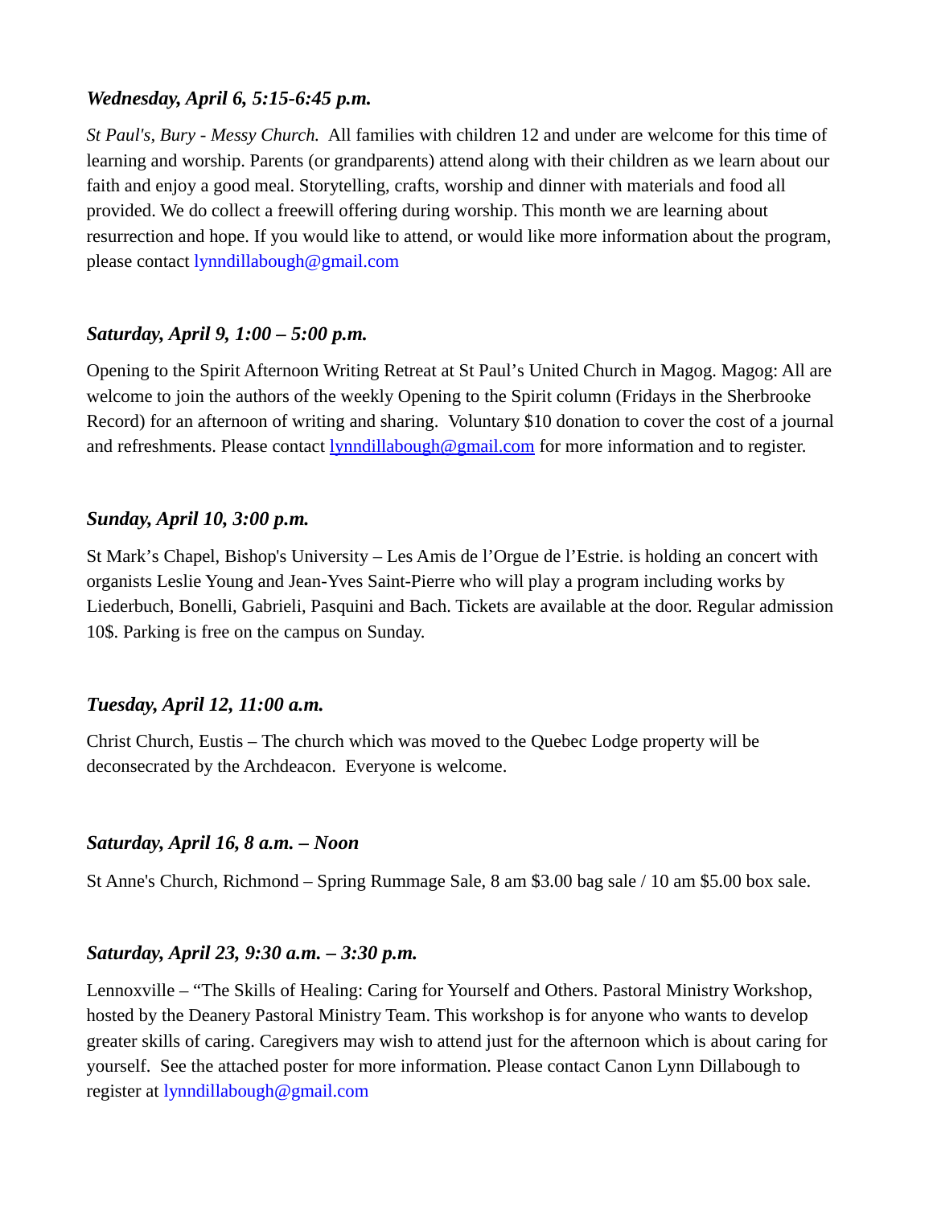***Wednesday, April 6, 5:15-6:45 p.m.***

*St Paul's, Bury - Messy Church.* All families with children 12 and under are welcome for this time of learning and worship. Parents (or grandparents) attend along with their children as we learn about our faith and enjoy a good meal. Storytelling, crafts, worship and dinner with materials and food all provided. We do collect a freewill offering during worship. This month we are learning about resurrection and hope. If you would like to attend, or would like more information about the program, please contact lynndillabough@gmail.com

***Saturday, April 9, 1:00 – 5:00 p.m.***

Opening to the Spirit Afternoon Writing Retreat at St Paul's United Church in Magog. Magog: All are welcome to join the authors of the weekly Opening to the Spirit column (Fridays in the Sherbrooke Record) for an afternoon of writing and sharing. Voluntary $10 donation to cover the cost of a journal and refreshments. Please contact lynndillabough@gmail.com for more information and to register.

***Sunday, April 10, 3:00 p.m.***

St Mark's Chapel, Bishop's University – Les Amis de l'Orgue de l'Estrie. is holding an concert with organists Leslie Young and Jean-Yves Saint-Pierre who will play a program including works by Liederbuch, Bonelli, Gabrieli, Pasquini and Bach. Tickets are available at the door. Regular admission 10$. Parking is free on the campus on Sunday.

***Tuesday, April 12, 11:00 a.m.***

Christ Church, Eustis – The church which was moved to the Quebec Lodge property will be deconsecrated by the Archdeacon. Everyone is welcome.

***Saturday, April 16, 8 a.m. – Noon***

St Anne's Church, Richmond – Spring Rummage Sale, 8 am $3.00 bag sale / 10 am $5.00 box sale.

***Saturday, April 23, 9:30 a.m. – 3:30 p.m.***

Lennoxville – "The Skills of Healing: Caring for Yourself and Others. Pastoral Ministry Workshop, hosted by the Deanery Pastoral Ministry Team. This workshop is for anyone who wants to develop greater skills of caring. Caregivers may wish to attend just for the afternoon which is about caring for yourself. See the attached poster for more information. Please contact Canon Lynn Dillabough to register at lynndillabough@gmail.com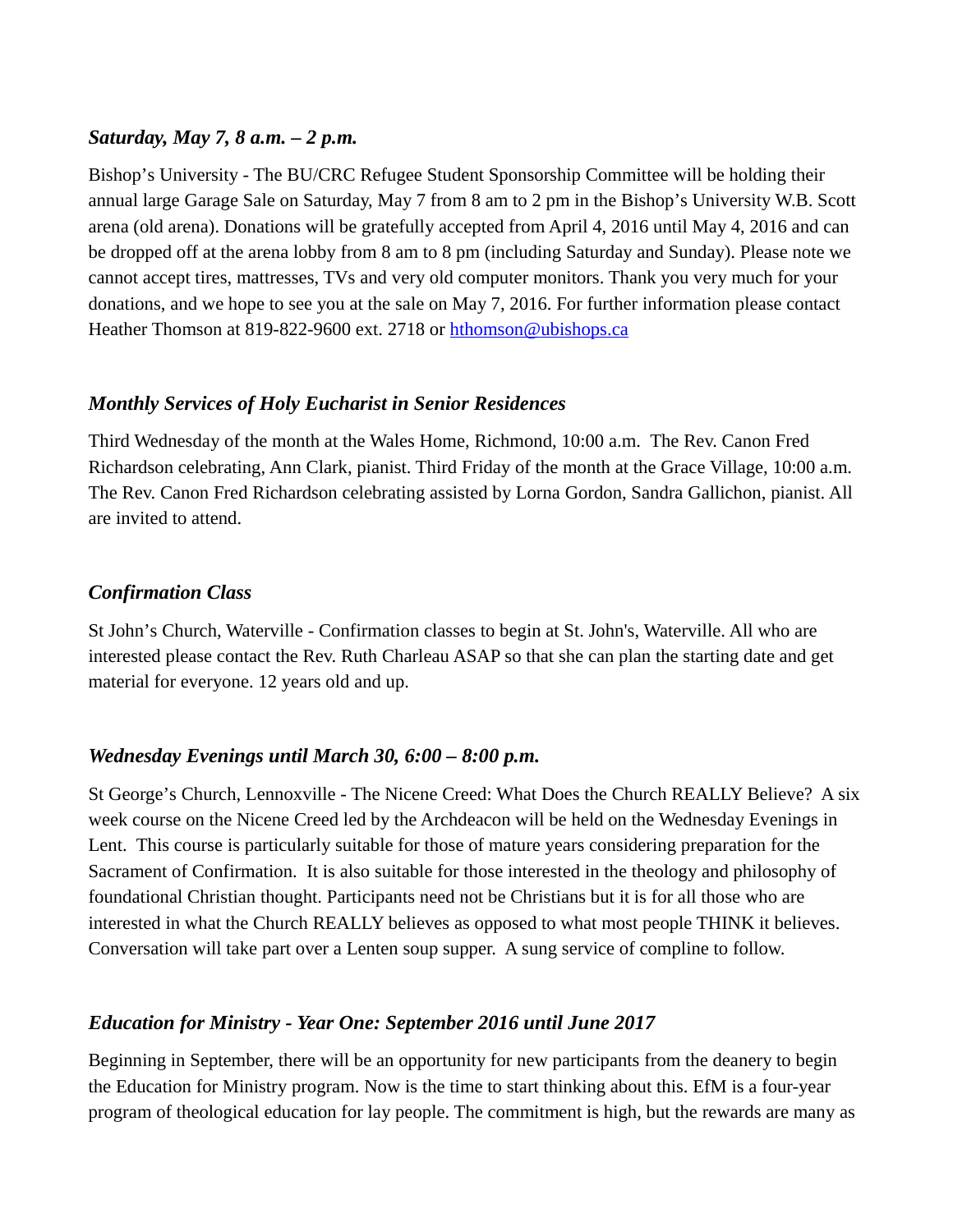### *Saturday, May 7, 8 a.m. – 2 p.m.*

Bishop's University - The BU/CRC Refugee Student Sponsorship Committee will be holding their annual large Garage Sale on Saturday, May 7 from 8 am to 2 pm in the Bishop's University W.B. Scott arena (old arena). Donations will be gratefully accepted from April 4, 2016 until May 4, 2016 and can be dropped off at the arena lobby from 8 am to 8 pm (including Saturday and Sunday). Please note we cannot accept tires, mattresses, TVs and very old computer monitors. Thank you very much for your donations, and we hope to see you at the sale on May 7, 2016. For further information please contact Heather Thomson at 819-822-9600 ext. 2718 or [hthomson@ubishops.ca](mailto:hthomson@ubishops.ca)

### *Monthly Services of Holy Eucharist in Senior Residences*

Third Wednesday of the month at the Wales Home, Richmond, 10:00 a.m. The Rev. Canon Fred Richardson celebrating, Ann Clark, pianist. Third Friday of the month at the Grace Village, 10:00 a.m. The Rev. Canon Fred Richardson celebrating assisted by Lorna Gordon, Sandra Gallichon, pianist. All are invited to attend.

### *Confirmation Class*

St John's Church, Waterville - Confirmation classes to begin at St. John's, Waterville. All who are interested please contact the Rev. Ruth Charleau ASAP so that she can plan the starting date and get material for everyone. 12 years old and up.

### *Wednesday Evenings until March 30, 6:00 – 8:00 p.m.*

St George's Church, Lennoxville - The Nicene Creed: What Does the Church REALLY Believe? A six week course on the Nicene Creed led by the Archdeacon will be held on the Wednesday Evenings in Lent. This course is particularly suitable for those of mature years considering preparation for the Sacrament of Confirmation. It is also suitable for those interested in the theology and philosophy of foundational Christian thought. Participants need not be Christians but it is for all those who are interested in what the Church REALLY believes as opposed to what most people THINK it believes. Conversation will take part over a Lenten soup supper. A sung service of compline to follow.

### *Education for Ministry - Year One: September 2016 until June 2017*

Beginning in September, there will be an opportunity for new participants from the deanery to begin the Education for Ministry program. Now is the time to start thinking about this. EfM is a four-year program of theological education for lay people. The commitment is high, but the rewards are many as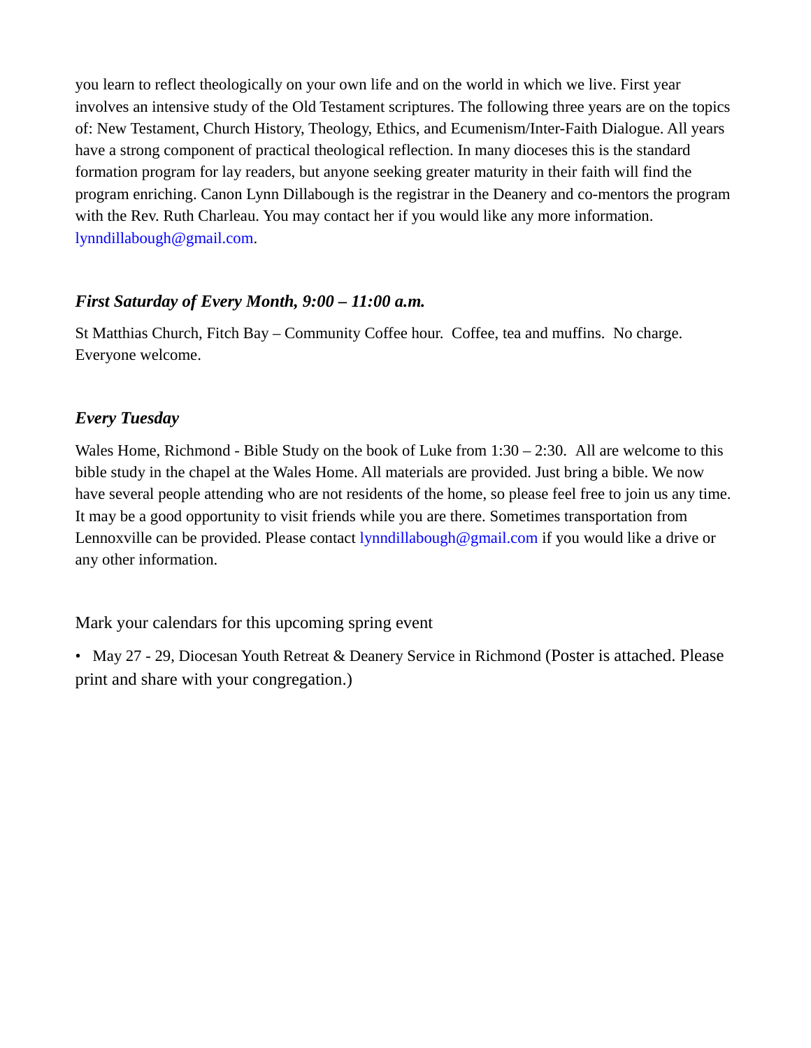you learn to reflect theologically on your own life and on the world in which we live. First year involves an intensive study of the Old Testament scriptures. The following three years are on the topics of: New Testament, Church History, Theology, Ethics, and Ecumenism/Inter-Faith Dialogue. All years have a strong component of practical theological reflection. In many dioceses this is the standard formation program for lay readers, but anyone seeking greater maturity in their faith will find the program enriching. Canon Lynn Dillabough is the registrar in the Deanery and co-mentors the program with the Rev. Ruth Charleau. You may contact her if you would like any more information. lynndillabough@gmail.com.

***First Saturday of Every Month, 9:00 – 11:00 a.m.***

St Matthias Church, Fitch Bay – Community Coffee hour. Coffee, tea and muffins. No charge. Everyone welcome.

***Every Tuesday***

Wales Home, Richmond - Bible Study on the book of Luke from 1:30 – 2:30. All are welcome to this bible study in the chapel at the Wales Home. All materials are provided. Just bring a bible. We now have several people attending who are not residents of the home, so please feel free to join us any time. It may be a good opportunity to visit friends while you are there. Sometimes transportation from Lennoxville can be provided. Please contact lynndillabough@gmail.com if you would like a drive or any other information.

Mark your calendars for this upcoming spring event

- May 27 - 29, Diocesan Youth Retreat & Deanery Service in Richmond (Poster is attached. Please print and share with your congregation.)